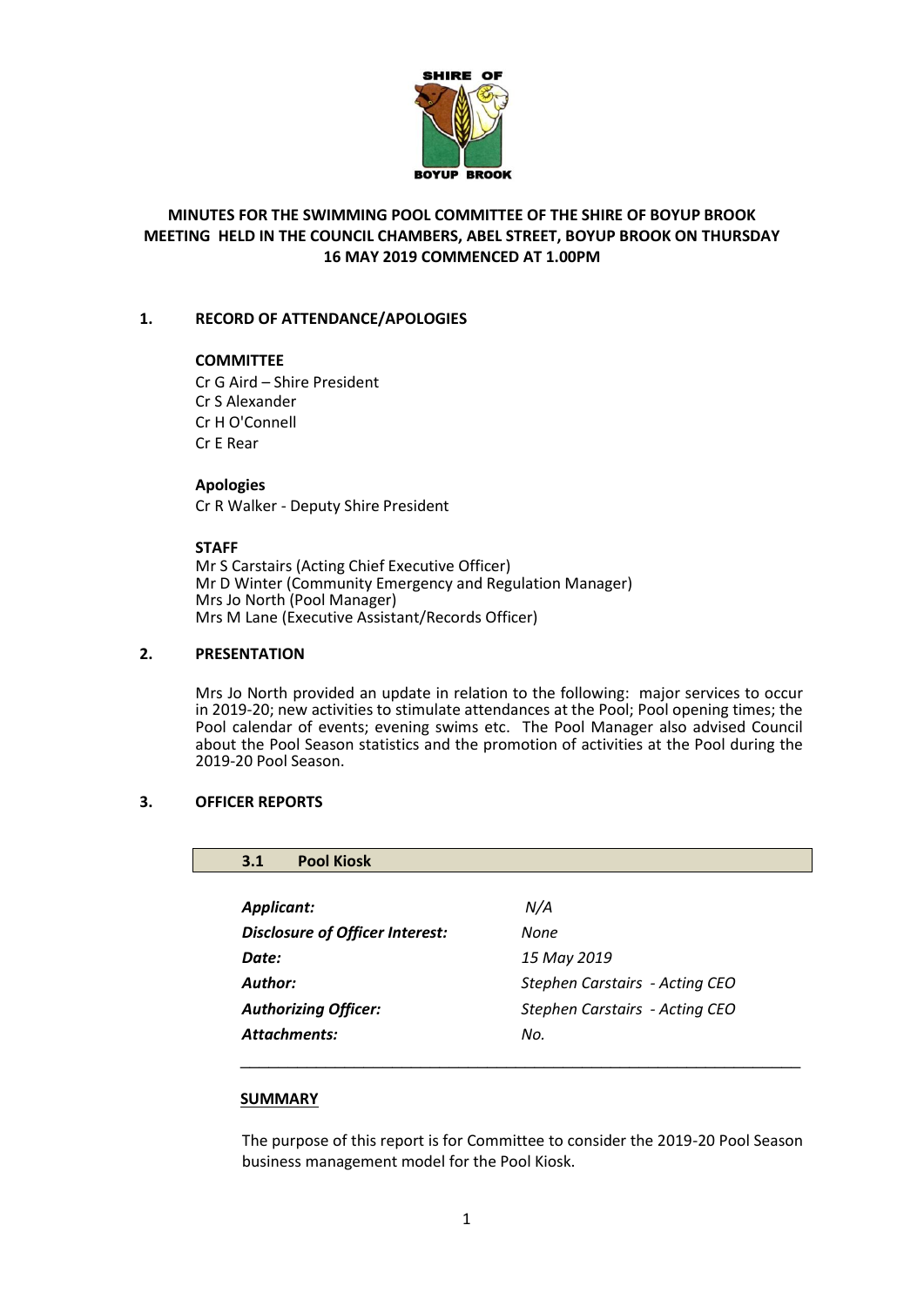# MINUTES FOR THE SWIMMING POOL COMMITTEE OF THE SHIRE OF BOYUP BROOK MEETING HELD IN THE COUNCIL CHAMBERS, ABEL STREET, BOYUP BROOK ON THURSDAY 16 MAY 2019 COMMENCED AT 1.00PM

## 1. RECORD OF ATTENDANCE/APOLOGIES

**COMMITTEE**

Cr G Aird – Shire President
Cr S Alexander
Cr H O'Connell
Cr E Rear

**Apologies**

Cr R Walker - Deputy Shire President

**STAFF**

Mr S Carstairs (Acting Chief Executive Officer)
Mr D Winter (Community Emergency and Regulation Manager)
Mrs Jo North (Pool Manager)
Mrs M Lane (Executive Assistant/Records Officer)

## 2. PRESENTATION

Mrs Jo North provided an update in relation to the following: major services to occur in 2019-20; new activities to stimulate attendances at the Pool; Pool opening times; the Pool calendar of events; evening swims etc. The Pool Manager also advised Council about the Pool Season statistics and the promotion of activities at the Pool during the 2019-20 Pool Season.

## 3. OFFICER REPORTS

### 3.1 Pool Kiosk

| | |
|---|---|
| ***Applicant:*** | *N/A* |
| ***Disclosure of Officer Interest:*** | *None* |
| ***Date:*** | *15 May 2019* |
| ***Author:*** | *Stephen Carstairs - Acting CEO* |
| ***Authorizing Officer:*** | *Stephen Carstairs - Acting CEO* |
| ***Attachments:*** | *No.* |

**SUMMARY**

The purpose of this report is for Committee to consider the 2019-20 Pool Season business management model for the Pool Kiosk.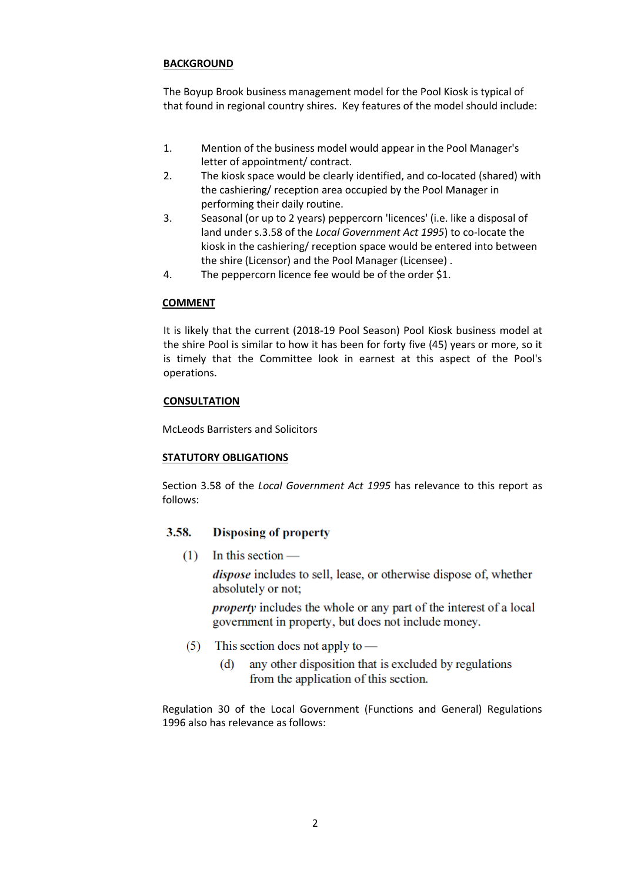## BACKGROUND

The Boyup Brook business management model for the Pool Kiosk is typical of that found in regional country shires. Key features of the model should include:

1. Mention of the business model would appear in the Pool Manager's letter of appointment/ contract.
2. The kiosk space would be clearly identified, and co-located (shared) with the cashiering/ reception area occupied by the Pool Manager in performing their daily routine.
3. Seasonal (or up to 2 years) peppercorn 'licences' (i.e. like a disposal of land under s.3.58 of the *Local Government Act 1995*) to co-locate the kiosk in the cashiering/ reception space would be entered into between the shire (Licensor) and the Pool Manager (Licensee) .
4. The peppercorn licence fee would be of the order $1.

## COMMENT

It is likely that the current (2018-19 Pool Season) Pool Kiosk business model at the shire Pool is similar to how it has been for forty five (45) years or more, so it is timely that the Committee look in earnest at this aspect of the Pool's operations.

## CONSULTATION

McLeods Barristers and Solicitors

## STATUTORY OBLIGATIONS

Section 3.58 of the *Local Government Act 1995* has relevance to this report as follows:

**3.58. Disposing of property**

(1) In this section —

***dispose*** includes to sell, lease, or otherwise dispose of, whether absolutely or not;

***property*** includes the whole or any part of the interest of a local government in property, but does not include money.

(5) This section does not apply to —

(d) any other disposition that is excluded by regulations from the application of this section.

Regulation 30 of the Local Government (Functions and General) Regulations 1996 also has relevance as follows: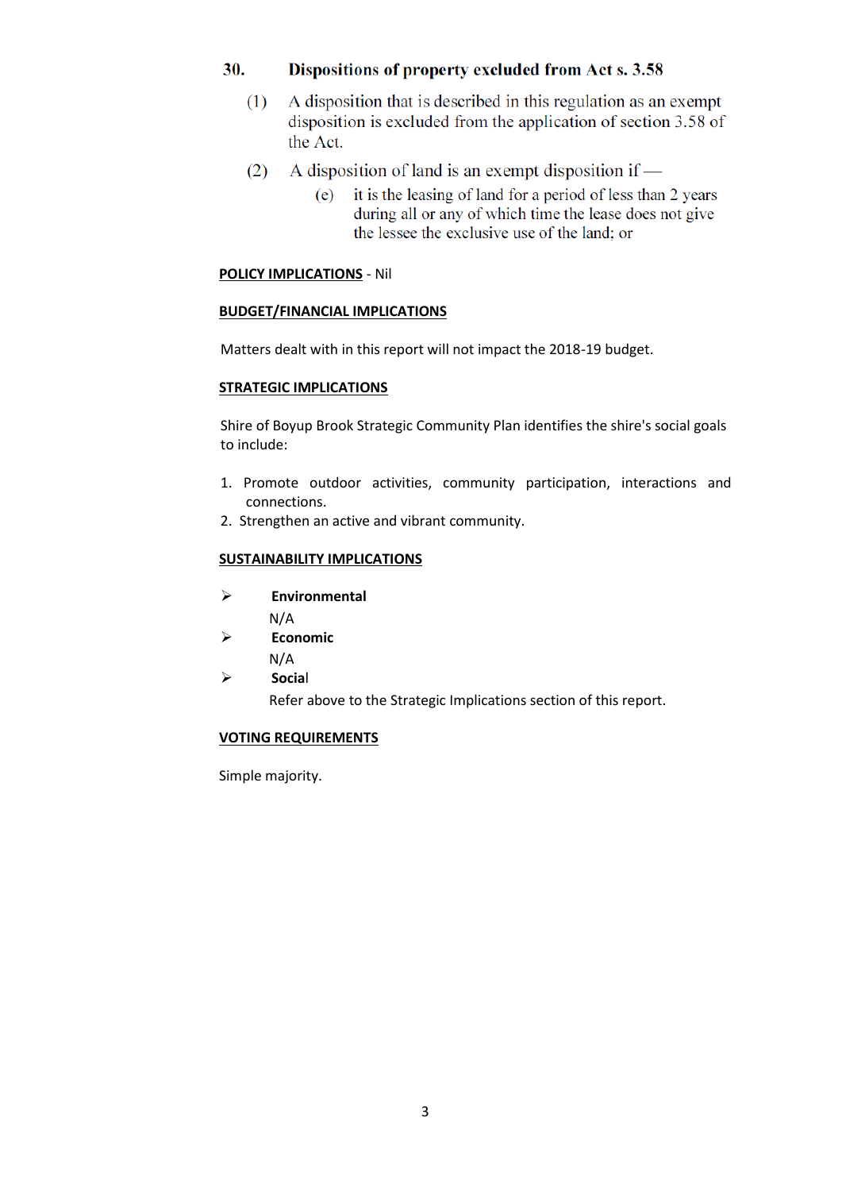**30. Dispositions of property excluded from Act s. 3.58**

(1) A disposition that is described in this regulation as an exempt disposition is excluded from the application of section 3.58 of the Act.

(2) A disposition of land is an exempt disposition if —

(e) it is the leasing of land for a period of less than 2 years during all or any of which time the lease does not give the lessee the exclusive use of the land; or

**POLICY IMPLICATIONS** - Nil

**BUDGET/FINANCIAL IMPLICATIONS**

Matters dealt with in this report will not impact the 2018-19 budget.

**STRATEGIC IMPLICATIONS**

Shire of Boyup Brook Strategic Community Plan identifies the shire's social goals to include:

1. Promote outdoor activities, community participation, interactions and connections.
2. Strengthen an active and vibrant community.

**SUSTAINABILITY IMPLICATIONS**

- **Environmental**
  N/A
- **Economic**
  N/A
- **Social**
  Refer above to the Strategic Implications section of this report.

**VOTING REQUIREMENTS**

Simple majority.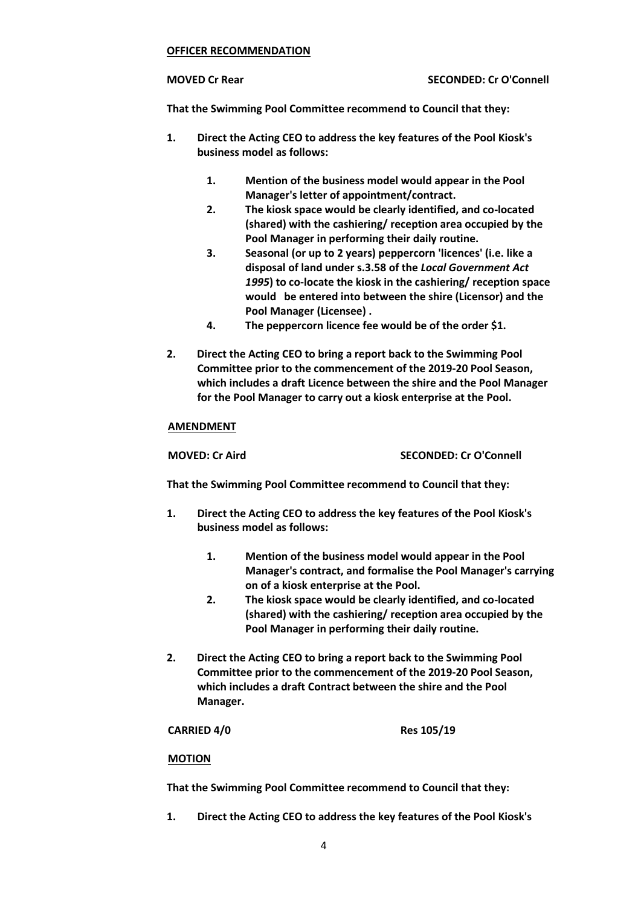**OFFICER RECOMMENDATION**

**MOVED Cr Rear** **SECONDED: Cr O'Connell**

**That the Swimming Pool Committee recommend to Council that they:**

1. **Direct the Acting CEO to address the key features of the Pool Kiosk's business model as follows:**
   1. **Mention of the business model would appear in the Pool Manager's letter of appointment/contract.**
   2. **The kiosk space would be clearly identified, and co-located (shared) with the cashiering/ reception area occupied by the Pool Manager in performing their daily routine.**
   3. **Seasonal (or up to 2 years) peppercorn 'licences' (i.e. like a disposal of land under s.3.58 of the *Local Government Act 1995*) to co-locate the kiosk in the cashiering/ reception space would be entered into between the shire (Licensor) and the Pool Manager (Licensee) .**
   4. **The peppercorn licence fee would be of the order $1.**
2. **Direct the Acting CEO to bring a report back to the Swimming Pool Committee prior to the commencement of the 2019-20 Pool Season, which includes a draft Licence between the shire and the Pool Manager for the Pool Manager to carry out a kiosk enterprise at the Pool.**

**AMENDMENT**

**MOVED: Cr Aird** **SECONDED: Cr O'Connell**

**That the Swimming Pool Committee recommend to Council that they:**

1. **Direct the Acting CEO to address the key features of the Pool Kiosk's business model as follows:**
   1. **Mention of the business model would appear in the Pool Manager's contract, and formalise the Pool Manager's carrying on of a kiosk enterprise at the Pool.**
   2. **The kiosk space would be clearly identified, and co-located (shared) with the cashiering/ reception area occupied by the Pool Manager in performing their daily routine.**
2. **Direct the Acting CEO to bring a report back to the Swimming Pool Committee prior to the commencement of the 2019-20 Pool Season, which includes a draft Contract between the shire and the Pool Manager.**

**CARRIED 4/0** **Res 105/19**

**MOTION**

**That the Swimming Pool Committee recommend to Council that they:**

1. **Direct the Acting CEO to address the key features of the Pool Kiosk's**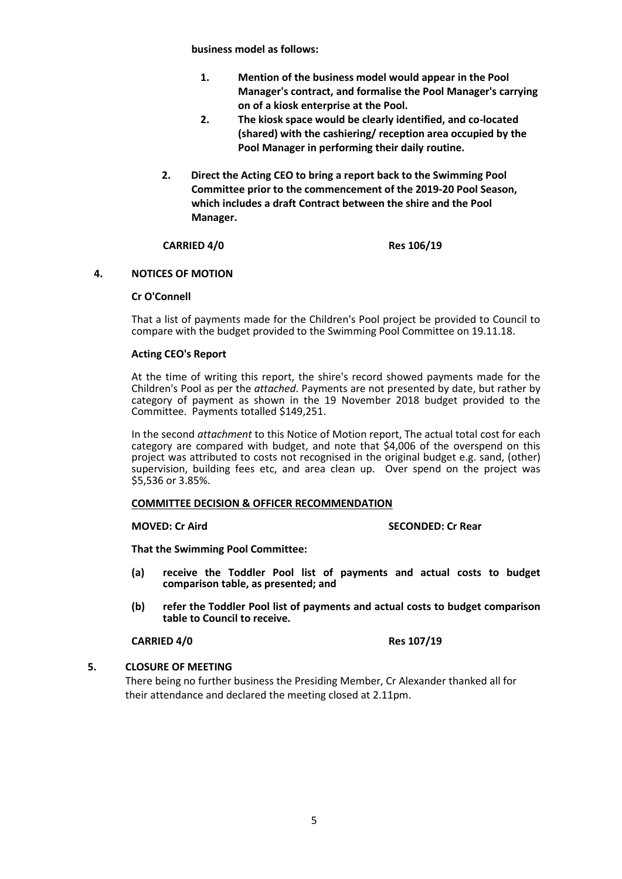**business model as follows:**

1. **Mention of the business model would appear in the Pool Manager's contract, and formalise the Pool Manager's carrying on of a kiosk enterprise at the Pool.**
2. **The kiosk space would be clearly identified, and co-located (shared) with the cashiering/ reception area occupied by the Pool Manager in performing their daily routine.**

2. **Direct the Acting CEO to bring a report back to the Swimming Pool Committee prior to the commencement of the 2019-20 Pool Season, which includes a draft Contract between the shire and the Pool Manager.**

**CARRIED 4/0** **Res 106/19**

## 4. NOTICES OF MOTION

**Cr O'Connell**

That a list of payments made for the Children's Pool project be provided to Council to compare with the budget provided to the Swimming Pool Committee on 19.11.18.

**Acting CEO's Report**

At the time of writing this report, the shire's record showed payments made for the Children's Pool as per the *attached*. Payments are not presented by date, but rather by category of payment as shown in the 19 November 2018 budget provided to the Committee. Payments totalled $149,251.

In the second *attachment* to this Notice of Motion report, The actual total cost for each category are compared with budget, and note that $4,006 of the overspend on this project was attributed to costs not recognised in the original budget e.g. sand, (other) supervision, building fees etc, and area clean up. Over spend on the project was $5,536 or 3.85%.

**COMMITTEE DECISION & OFFICER RECOMMENDATION**

**MOVED: Cr Aird** **SECONDED: Cr Rear**

**That the Swimming Pool Committee:**

**(a) receive the Toddler Pool list of payments and actual costs to budget comparison table, as presented; and**

**(b) refer the Toddler Pool list of payments and actual costs to budget comparison table to Council to receive.**

**CARRIED 4/0** **Res 107/19**

## 5. CLOSURE OF MEETING

There being no further business the Presiding Member, Cr Alexander thanked all for their attendance and declared the meeting closed at 2.11pm.